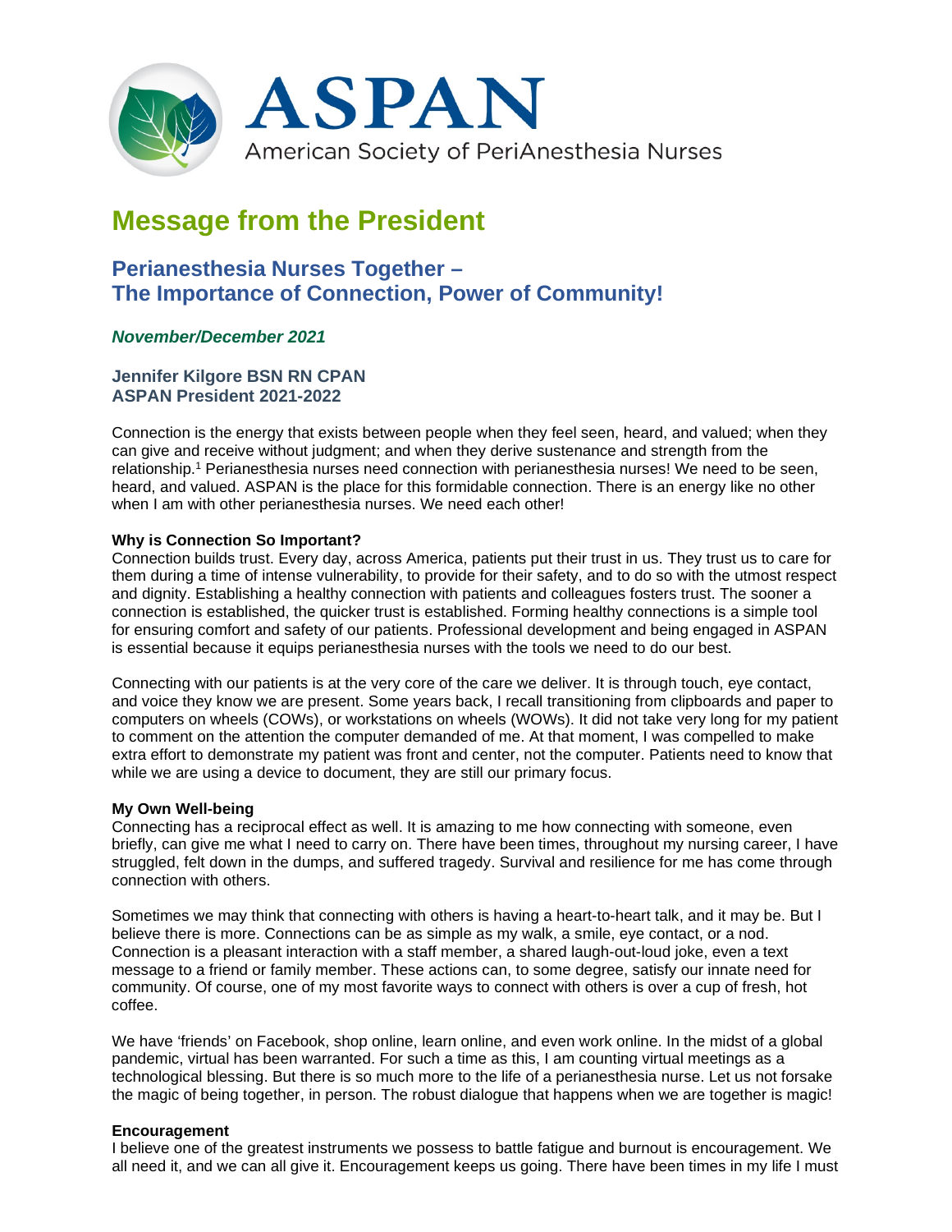# ASPAN

American Society of PeriAnesthesia Nurses

## Message from the President

### Perianesthesia Nurses Together – The Importance of Connection, Power of Community!

***November/December 2021***

**Jennifer Kilgore BSN RN CPAN**
**ASPAN President 2021-2022**

Connection is the energy that exists between people when they feel seen, heard, and valued; when they can give and receive without judgment; and when they derive sustenance and strength from the relationship.[1] Perianesthesia nurses need connection with perianesthesia nurses! We need to be seen, heard, and valued. ASPAN is the place for this formidable connection. There is an energy like no other when I am with other perianesthesia nurses. We need each other!

**Why is Connection So Important?**
Connection builds trust. Every day, across America, patients put their trust in us. They trust us to care for them during a time of intense vulnerability, to provide for their safety, and to do so with the utmost respect and dignity. Establishing a healthy connection with patients and colleagues fosters trust. The sooner a connection is established, the quicker trust is established. Forming healthy connections is a simple tool for ensuring comfort and safety of our patients. Professional development and being engaged in ASPAN is essential because it equips perianesthesia nurses with the tools we need to do our best.

Connecting with our patients is at the very core of the care we deliver. It is through touch, eye contact, and voice they know we are present. Some years back, I recall transitioning from clipboards and paper to computers on wheels (COWs), or workstations on wheels (WOWs). It did not take very long for my patient to comment on the attention the computer demanded of me. At that moment, I was compelled to make extra effort to demonstrate my patient was front and center, not the computer. Patients need to know that while we are using a device to document, they are still our primary focus.

**My Own Well-being**
Connecting has a reciprocal effect as well. It is amazing to me how connecting with someone, even briefly, can give me what I need to carry on. There have been times, throughout my nursing career, I have struggled, felt down in the dumps, and suffered tragedy. Survival and resilience for me has come through connection with others.

Sometimes we may think that connecting with others is having a heart-to-heart talk, and it may be. But I believe there is more. Connections can be as simple as my walk, a smile, eye contact, or a nod. Connection is a pleasant interaction with a staff member, a shared laugh-out-loud joke, even a text message to a friend or family member. These actions can, to some degree, satisfy our innate need for community. Of course, one of my most favorite ways to connect with others is over a cup of fresh, hot coffee.

We have 'friends' on Facebook, shop online, learn online, and even work online. In the midst of a global pandemic, virtual has been warranted. For such a time as this, I am counting virtual meetings as a technological blessing. But there is so much more to the life of a perianesthesia nurse. Let us not forsake the magic of being together, in person. The robust dialogue that happens when we are together is magic!

**Encouragement**
I believe one of the greatest instruments we possess to battle fatigue and burnout is encouragement. We all need it, and we can all give it. Encouragement keeps us going. There have been times in my life I must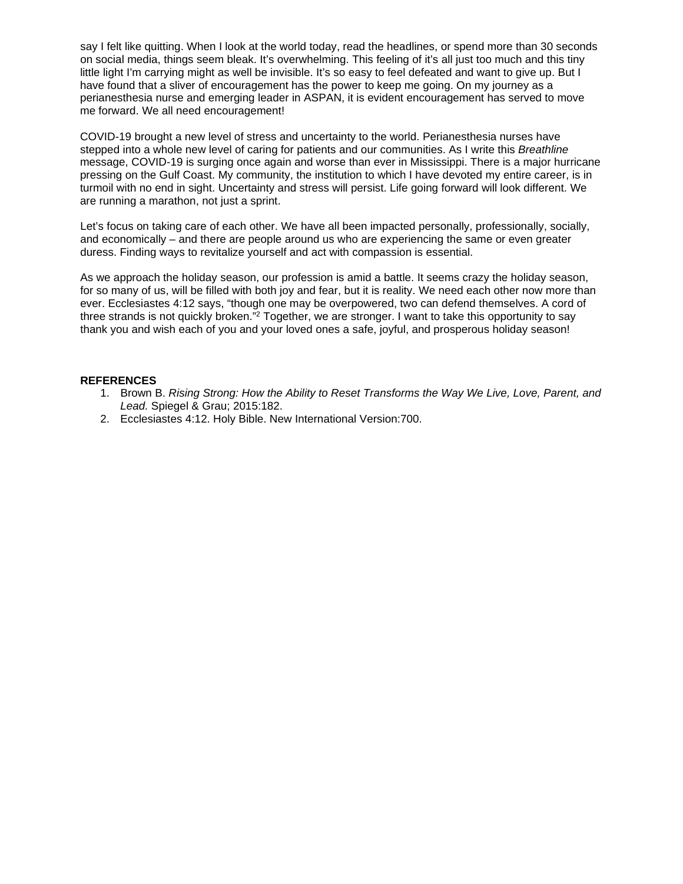say I felt like quitting. When I look at the world today, read the headlines, or spend more than 30 seconds on social media, things seem bleak. It's overwhelming. This feeling of it's all just too much and this tiny little light I'm carrying might as well be invisible. It's so easy to feel defeated and want to give up. But I have found that a sliver of encouragement has the power to keep me going. On my journey as a perianesthesia nurse and emerging leader in ASPAN, it is evident encouragement has served to move me forward. We all need encouragement!

COVID-19 brought a new level of stress and uncertainty to the world. Perianesthesia nurses have stepped into a whole new level of caring for patients and our communities. As I write this *Breathline* message, COVID-19 is surging once again and worse than ever in Mississippi. There is a major hurricane pressing on the Gulf Coast. My community, the institution to which I have devoted my entire career, is in turmoil with no end in sight. Uncertainty and stress will persist. Life going forward will look different. We are running a marathon, not just a sprint.

Let's focus on taking care of each other. We have all been impacted personally, professionally, socially, and economically – and there are people around us who are experiencing the same or even greater duress. Finding ways to revitalize yourself and act with compassion is essential.

As we approach the holiday season, our profession is amid a battle. It seems crazy the holiday season, for so many of us, will be filled with both joy and fear, but it is reality. We need each other now more than ever. Ecclesiastes 4:12 says, "though one may be overpowered, two can defend themselves. A cord of three strands is not quickly broken."[2] Together, we are stronger. I want to take this opportunity to say thank you and wish each of you and your loved ones a safe, joyful, and prosperous holiday season!

**REFERENCES**

1. Brown B. *Rising Strong: How the Ability to Reset Transforms the Way We Live, Love, Parent, and Lead.* Spiegel & Grau; 2015:182.
2. Ecclesiastes 4:12. Holy Bible. New International Version:700.